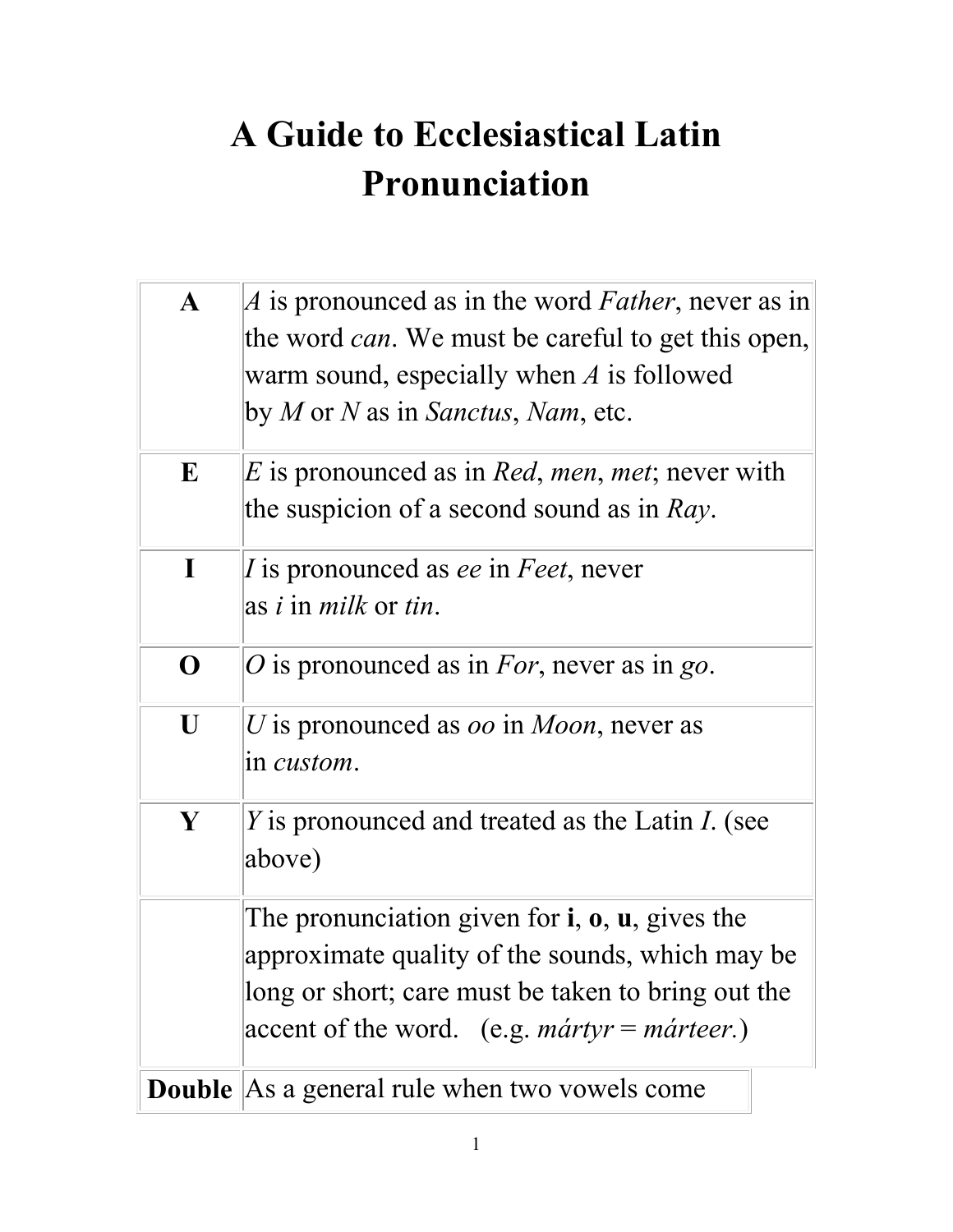# A Guide to Ecclesiastical Latin Pronunciation

| | |
|---|---|
| **A** | *A* is pronounced as in the word *Father*, never as in the word *can*. We must be careful to get this open, warm sound, especially when *A* is followed by *M* or *N* as in *Sanctus*, *Nam*, etc. |
| **E** | *E* is pronounced as in *Red*, *men*, *met*; never with the suspicion of a second sound as in *Ray*. |
| **I** | *I* is pronounced as *ee* in *Feet*, never as *i* in *milk* or *tin*. |
| **O** | *O* is pronounced as in *For*, never as in *go*. |
| **U** | *U* is pronounced as *oo* in *Moon*, never as in *custom*. |
| **Y** | *Y* is pronounced and treated as the Latin *I*. (see above) |
| | The pronunciation given for **i**, **o**, **u**, gives the approximate quality of the sounds, which may be long or short; care must be taken to bring out the accent of the word. (e.g. *mártyr* = *márteer.*) |
| **Double** | As a general rule when two vowels come |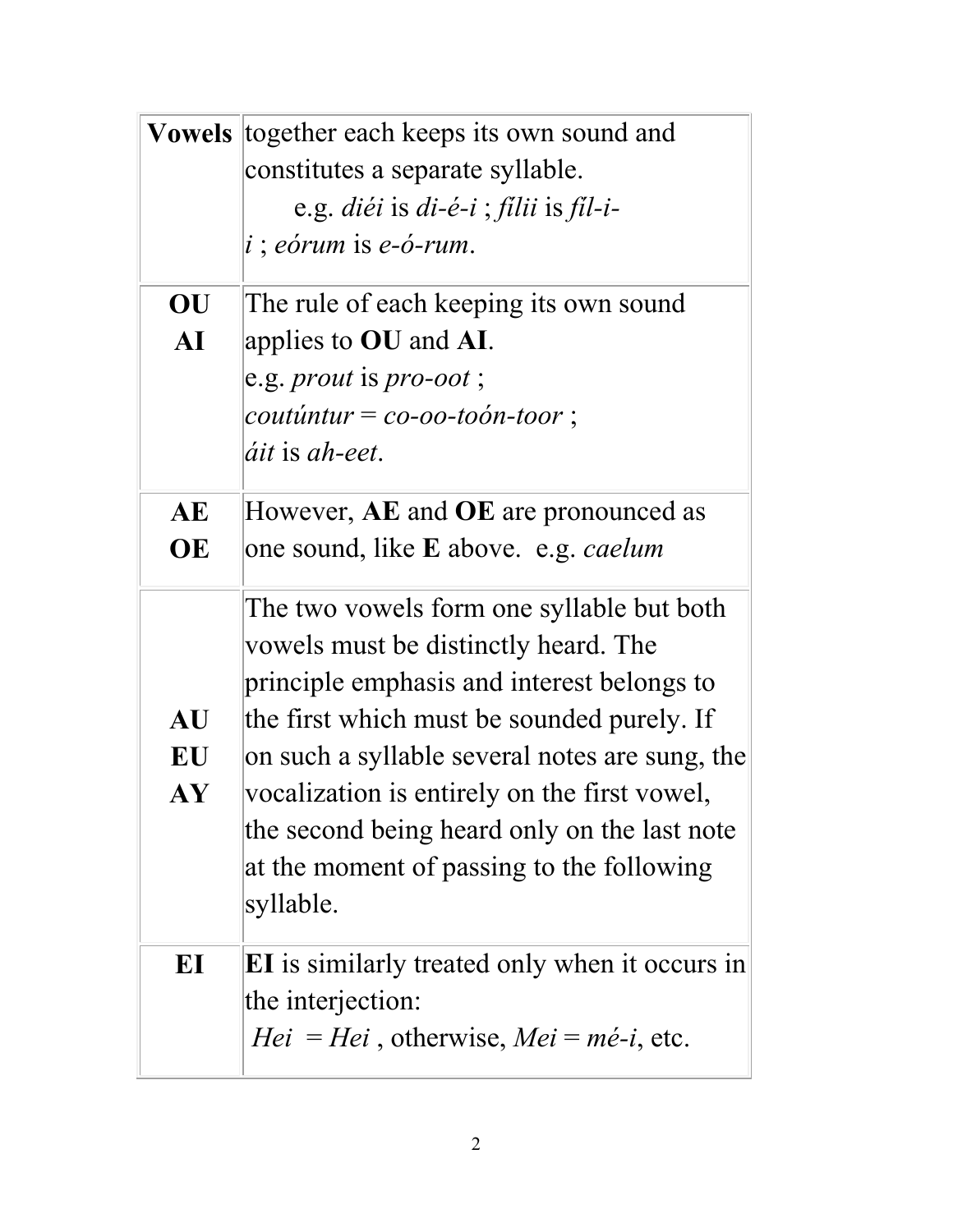| | |
|---|---|
| **Vowels** | together each keeps its own sound and constitutes a separate syllable. e.g. *diéi* is *di-é-i* ; *fílii* is *fíl-i-i* ; *eórum* is *e-ó-rum*. |
| **OU AI** | The rule of each keeping its own sound applies to **OU** and **AI**. e.g. *prout* is *pro-oot* ; *coutúntur = co-oo-toón-toor* ; *áit* is *ah-eet*. |
| **AE OE** | However, **AE** and **OE** are pronounced as one sound, like **E** above. e.g. *caelum* |
| **AU EU AY** | The two vowels form one syllable but both vowels must be distinctly heard. The principle emphasis and interest belongs to the first which must be sounded purely. If on such a syllable several notes are sung, the vocalization is entirely on the first vowel, the second being heard only on the last note at the moment of passing to the following syllable. |
| **EI** | **EI** is similarly treated only when it occurs in the interjection: *Hei = Hei* , otherwise, *Mei = mé-i*, etc. |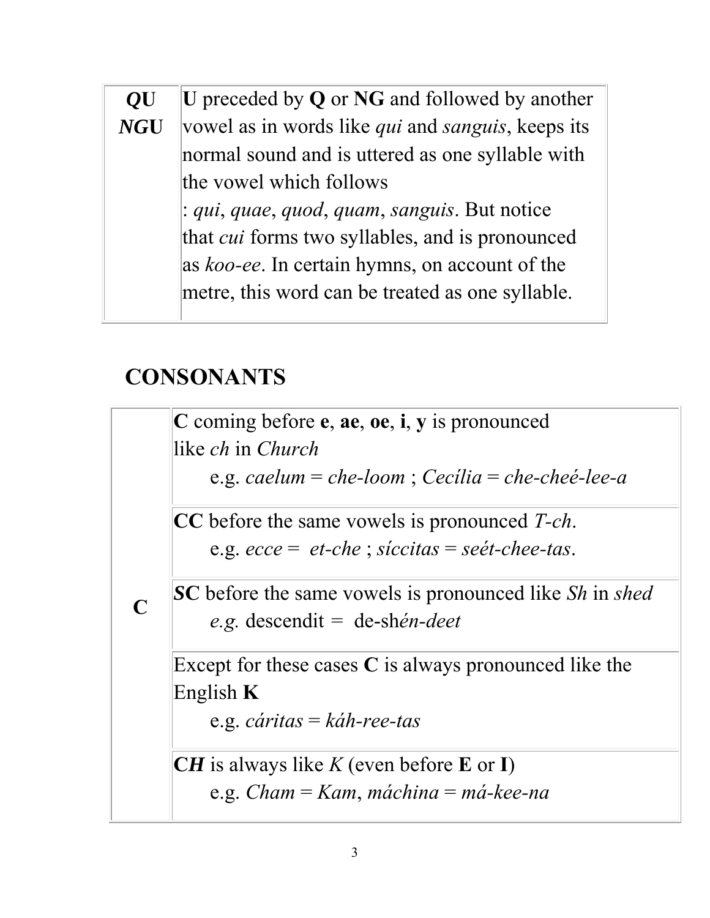| ***QU*** <br> ***NG*U** | **U** preceded by **Q** or **NG** and followed by another vowel as in words like *qui* and *sanguis*, keeps its normal sound and is uttered as one syllable with the vowel which follows <br> : *qui*, *quae*, *quod*, *quam*, *sanguis*. But notice that *cui* forms two syllables, and is pronounced as *koo-ee*. In certain hymns, on account of the metre, this word can be treated as one syllable. |
|---|---|

## CONSONANTS

| | |
|---|---|
| **C** | **C** coming before **e**, **ae**, **oe**, **i**, **y** is pronounced like *ch* in *Church* <br> e.g. *caelum* = *che-loom* ; *Cecília* = *che-cheé-lee-a* |
| | **CC** before the same vowels is pronounced *T-ch*. <br> e.g. *ecce* = *et-che* ; *síccitas* = *seét-chee-tas*. |
| | ***S*C** before the same vowels is pronounced like *Sh* in *shed* <br> *e.g.* descendit = de-sh*én-deet* |
| | Except for these cases **C** is always pronounced like the English **K** <br> e.g. *cáritas* = *káh-ree-tas* |
| | **C*H*** is always like *K* (even before **E** or **I**) <br> e.g. *Cham* = *Kam*, *máchina* = *má-kee-na* |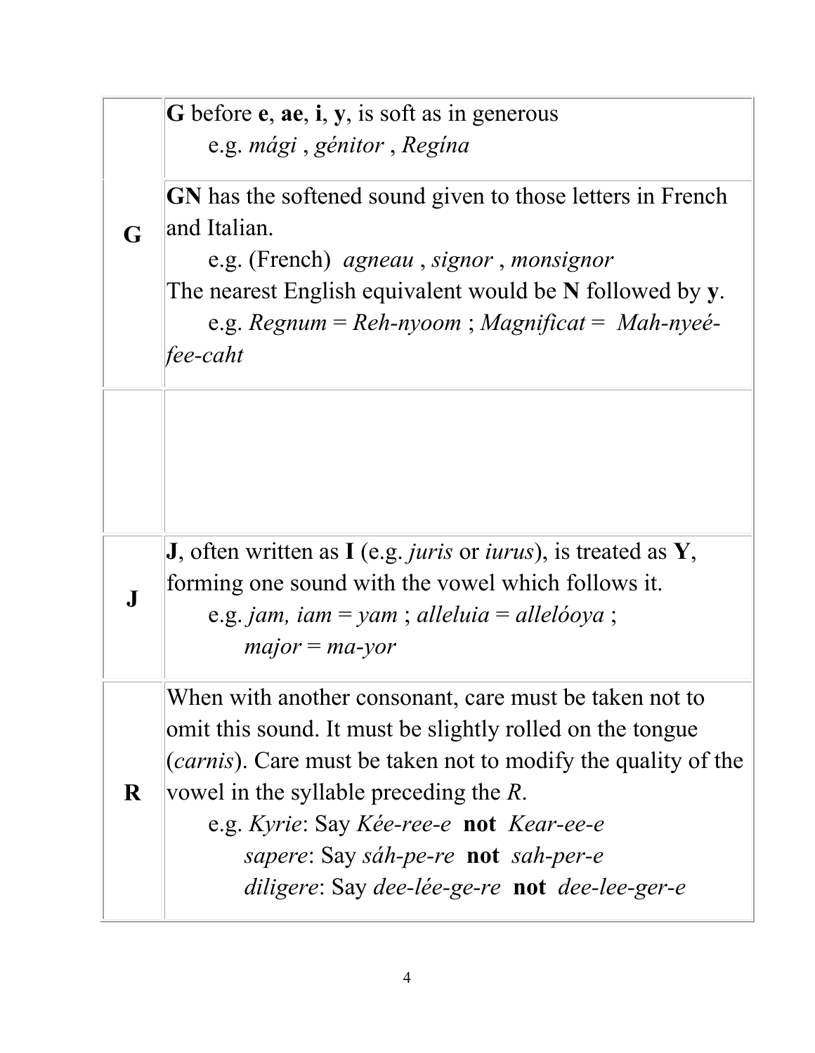| | |
|---|---|
| **G** | **G** before **e**, **ae**, **i**, **y**, is soft as in generous<br>e.g. *mági* , *génitor* , *Regína* |
| | **GN** has the softened sound given to those letters in French and Italian.<br>e.g. (French) *agneau* , *signor* , *monsignor*<br>The nearest English equivalent would be **N** followed by **y**.<br>e.g. *Regnum* = *Reh-nyoom* ; *Magnificat* = *Mah-nyeé-fee-caht* |
| | |
| **J** | **J**, often written as **I** (e.g. *juris* or *iurus*), is treated as **Y**, forming one sound with the vowel which follows it.<br>e.g. *jam, iam* = *yam* ; *alleluia* = *allelóoya* ;<br>*major* = *ma-yor* |
| **R** | When with another consonant, care must be taken not to omit this sound. It must be slightly rolled on the tongue (*carnis*). Care must be taken not to modify the quality of the vowel in the syllable preceding the *R*.<br>e.g. *Kyrie*: Say *Kée-ree-e* **not** *Kear-ee-e*<br>*sapere*: Say *sáh-pe-re* **not** *sah-per-e*<br>*diligere*: Say *dee-lée-ge-re* **not** *dee-lee-ger-e* |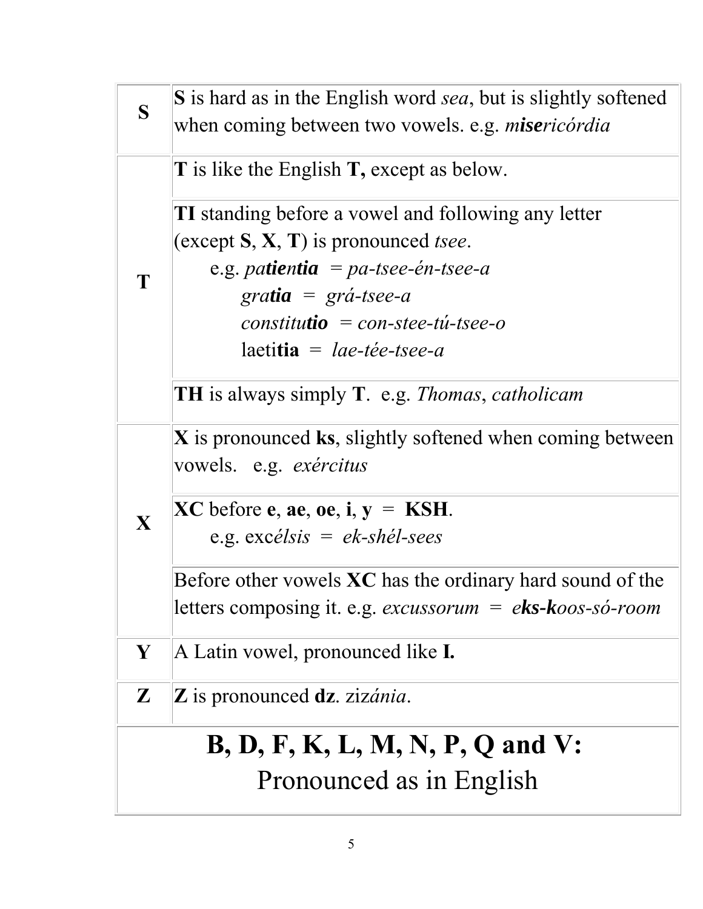| | |
|---|---|
| **S** | **S** is hard as in the English word *sea*, but is slightly softened when coming between two vowels. e.g. *m**ise**ricórdia* |
| **T** | **T** is like the English **T,** except as below. |
| | **TI** standing before a vowel and following any letter (except **S**, **X**, **T**) is pronounced *tsee*.<br>e.g. *pa**tien**tia* = *pa-tsee-én-tsee-a*<br>*gra**tia*** = *grá-tsee-a*<br>*constitu**tio*** = *con-stee-tú-tsee-o*<br>laeti**tia** = *lae-tée-tsee-a* |
| | **TH** is always simply **T**. e.g. *Thomas*, *catholicam* |
| **X** | **X** is pronounced **ks**, slightly softened when coming between vowels. e.g. *exércitus* |
| | **XC** before **e**, **ae**, **oe**, **i**, **y** = **KSH**.<br>e.g. exc*élsis* = *ek-shél-sees* |
| | Before other vowels **XC** has the ordinary hard sound of the letters composing it. e.g. *excussorum* = *e**ks-k**oos-só-room* |
| **Y** | A Latin vowel, pronounced like **I.** |
| **Z** | **Z** is pronounced **dz**. ziz*ánia*. |

## B, D, F, K, L, M, N, P, Q and V:

Pronounced as in English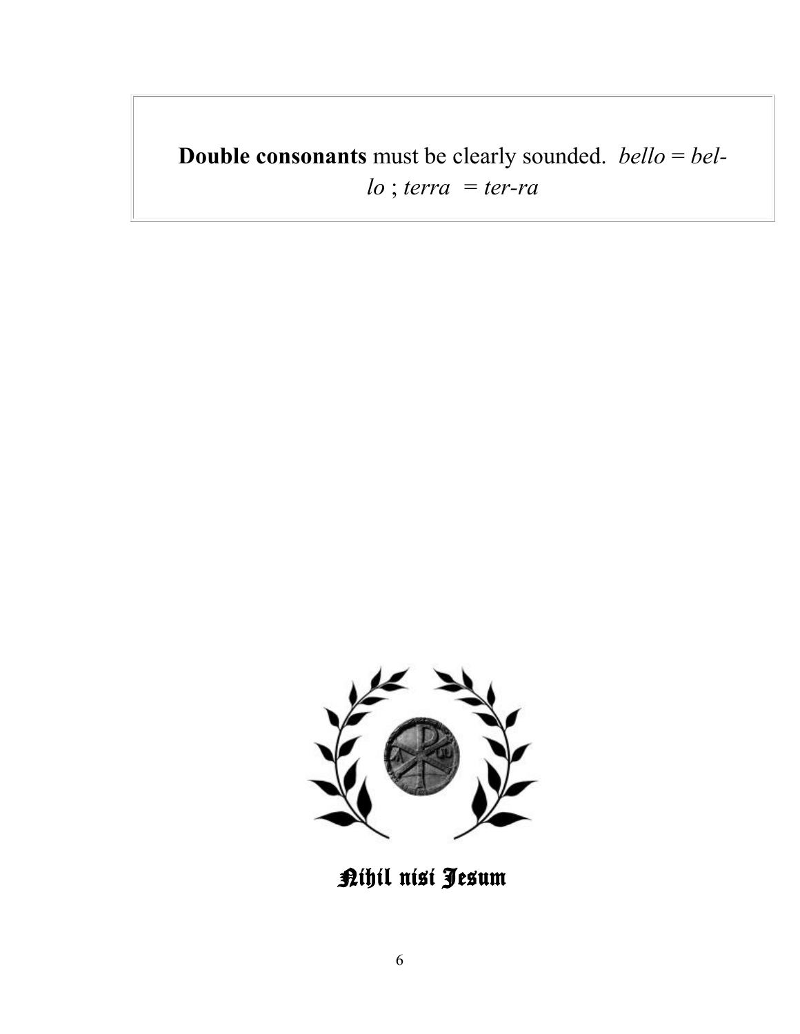**Double consonants** must be clearly sounded. *bello* = *bel-lo* ; *terra* = *ter-ra*

Nihil nisi Jesum